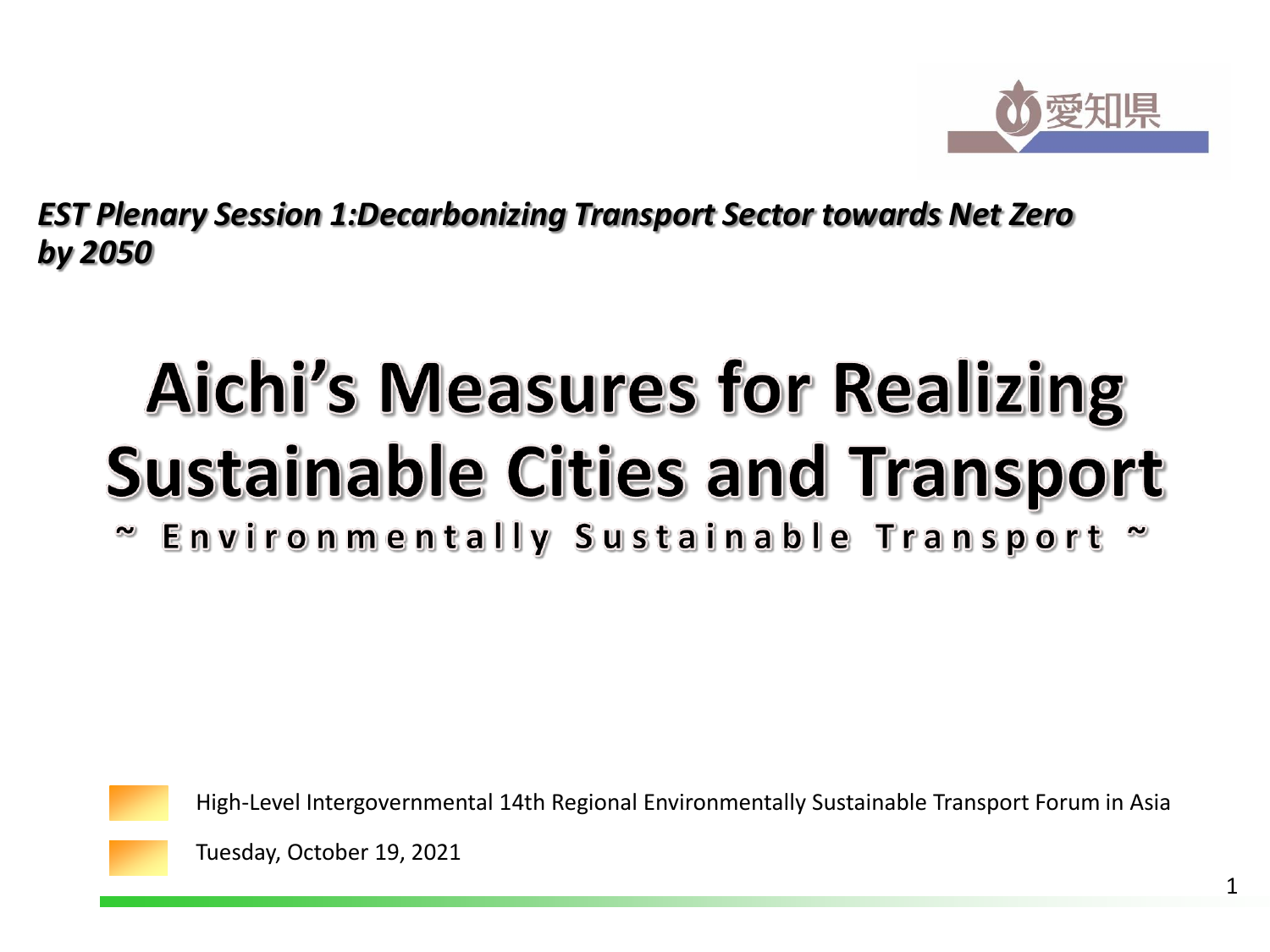愛知県

***EST Plenary Session 1:Decarbonizing Transport Sector towards Net Zero by 2050***

# Aichi's Measures for Realizing Sustainable Cities and Transport

**~ Environmentally Sustainable Transport ~**

High-Level Intergovernmental 14th Regional Environmentally Sustainable Transport Forum in Asia

Tuesday, October 19, 2021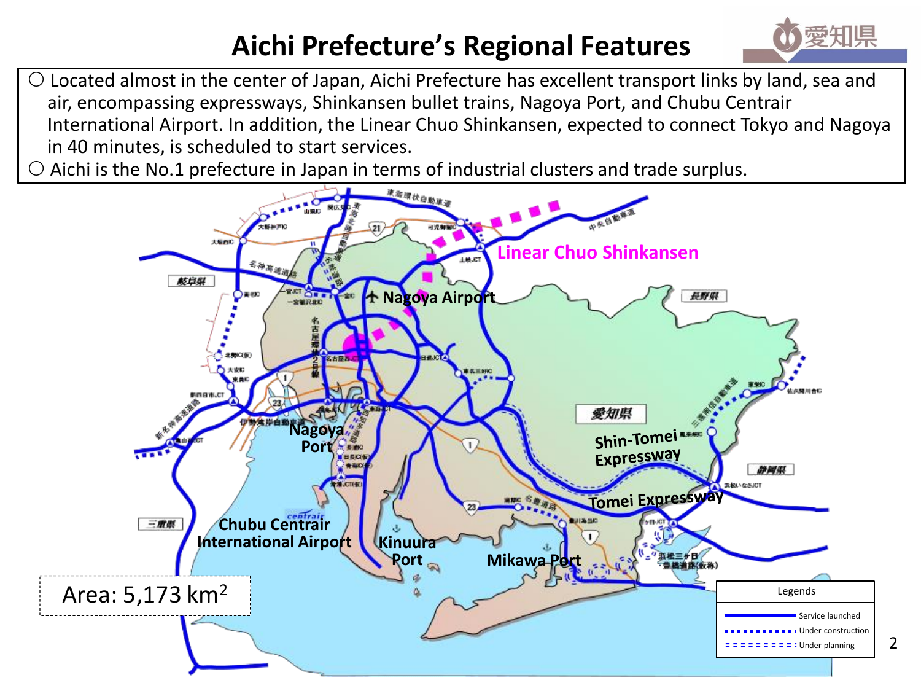# Aichi Prefecture's Regional Features

- Located almost in the center of Japan, Aichi Prefecture has excellent transport links by land, sea and air, encompassing expressways, Shinkansen bullet trains, Nagoya Port, and Chubu Centrair International Airport. In addition, the Linear Chuo Shinkansen, expected to connect Tokyo and Nagoya in 40 minutes, is scheduled to start services.
- Aichi is the No.1 prefecture in Japan in terms of industrial clusters and trade surplus.

Linear Chuo Shinkansen

Nagoya Airport

Nagoya Port

Shin-Tomei Expressway

Tomei Expressway

Chubu Centrair International Airport

Kinuura Port

Mikawa Port

Area: 5,173 km$^2$

| Legends |
| --- |
| Service launched |
| Under construction |
| Under planning |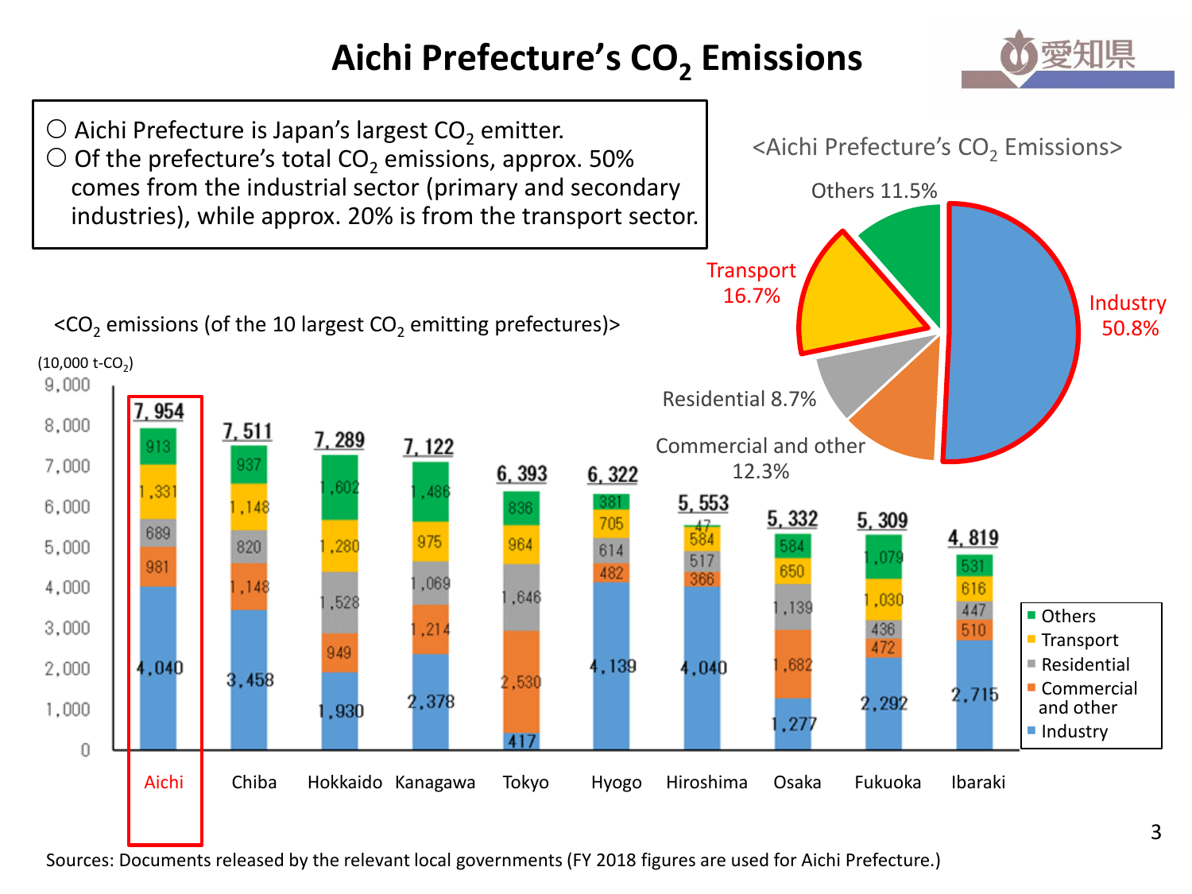# Aichi Prefecture's $CO_2$ Emissions

- ○ Aichi Prefecture is Japan's largest $CO_2$ emitter.
- ○ Of the prefecture's total $CO_2$ emissions, approx. 50% comes from the industrial sector (primary and secondary industries), while approx. 20% is from the transport sector.

<Aichi Prefecture's $CO_2$ Emissions>

| Sector | Share |
| --- | --- |
| Industry | 50.8% |
| Commercial and other | 12.3% |
| Residential | 8.7% |
| Transport | 16.7% |
| Others | 11.5% |

<$CO_2$ emissions (of the 10 largest $CO_2$ emitting prefectures)>

(10,000 t-$CO_2$)

| Prefecture | Industry | Commercial and other | Residential | Transport | Others | Total |
| --- | --- | --- | --- | --- | --- | --- |
| Aichi | 4,040 | 981 | 689 | 1,331 | 913 | 7,954 |
| Chiba | 3,458 | 1,148 | 820 | 1,148 | 937 | 7,511 |
| Hokkaido | 1,930 | 949 | 1,528 | 1,280 | 1,602 | 7,289 |
| Kanagawa | 2,378 | 1,214 | 1,069 | 975 | 1,486 | 7,122 |
| Tokyo | 417 | 2,530 | 1,646 | 964 | 836 | 6,393 |
| Hyogo | 4,139 | 482 | 614 | 705 | 381 | 6,322 |
| Hiroshima | 4,040 | 366 | 517 | 584 | 47 | 5,553 |
| Osaka | 1,277 | 1,682 | 1,139 | 650 | 584 | 5,332 |
| Fukuoka | 2,292 | 472 | 436 | 1,030 | 1,079 | 5,309 |
| Ibaraki | 2,715 | 510 | 447 | 616 | 531 | 4,819 |

Sources: Documents released by the relevant local governments (FY 2018 figures are used for Aichi Prefecture.)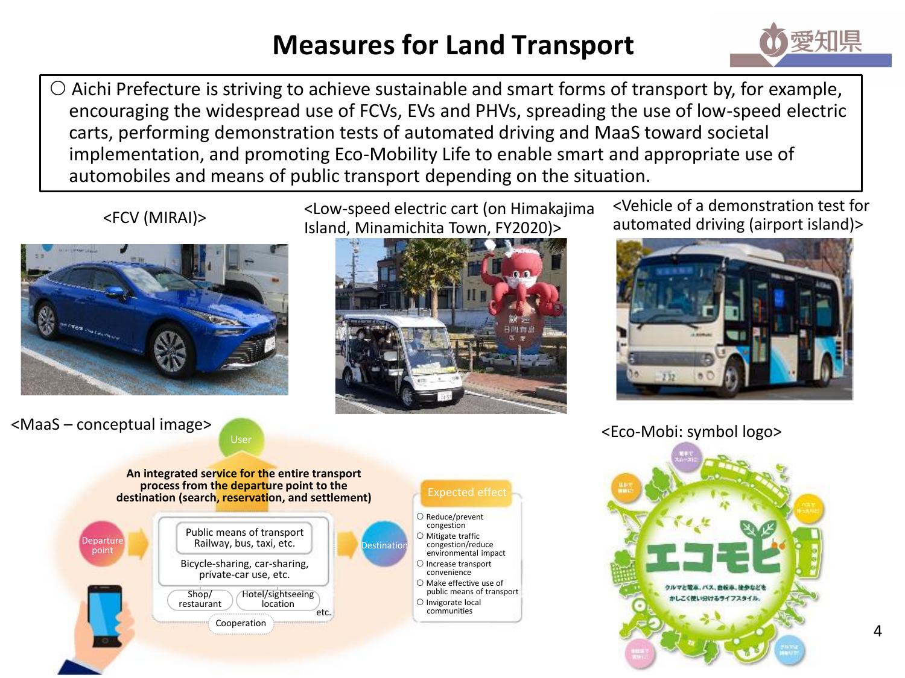# Measures for Land Transport

○ Aichi Prefecture is striving to achieve sustainable and smart forms of transport by, for example, encouraging the widespread use of FCVs, EVs and PHVs, spreading the use of low-speed electric carts, performing demonstration tests of automated driving and MaaS toward societal implementation, and promoting Eco-Mobility Life to enable smart and appropriate use of automobiles and means of public transport depending on the situation.

<FCV (MIRAI)>

<Low-speed electric cart (on Himakajima Island, Minamichita Town, FY2020)>

<Vehicle of a demonstration test for automated driving (airport island)>

<MaaS – conceptual image>

User

**An integrated service for the entire transport process from the departure point to the destination (search, reservation, and settlement)**

Departure point → Destination

- Public means of transport: Railway, bus, taxi, etc.
- Bicycle-sharing, car-sharing, private-car use, etc.
- Shop/restaurant
- Hotel/sightseeing location
- etc.
- Cooperation

Expected effect

- ○ Reduce/prevent congestion
- ○ Mitigate traffic congestion/reduce environmental impact
- ○ Increase transport convenience
- ○ Make effective use of public means of transport
- ○ Invigorate local communities

<Eco-Mobi: symbol logo>

エコモビ

クルマと電車、バス、自転車、徒歩などをかしこく使い分けるライフスタイル。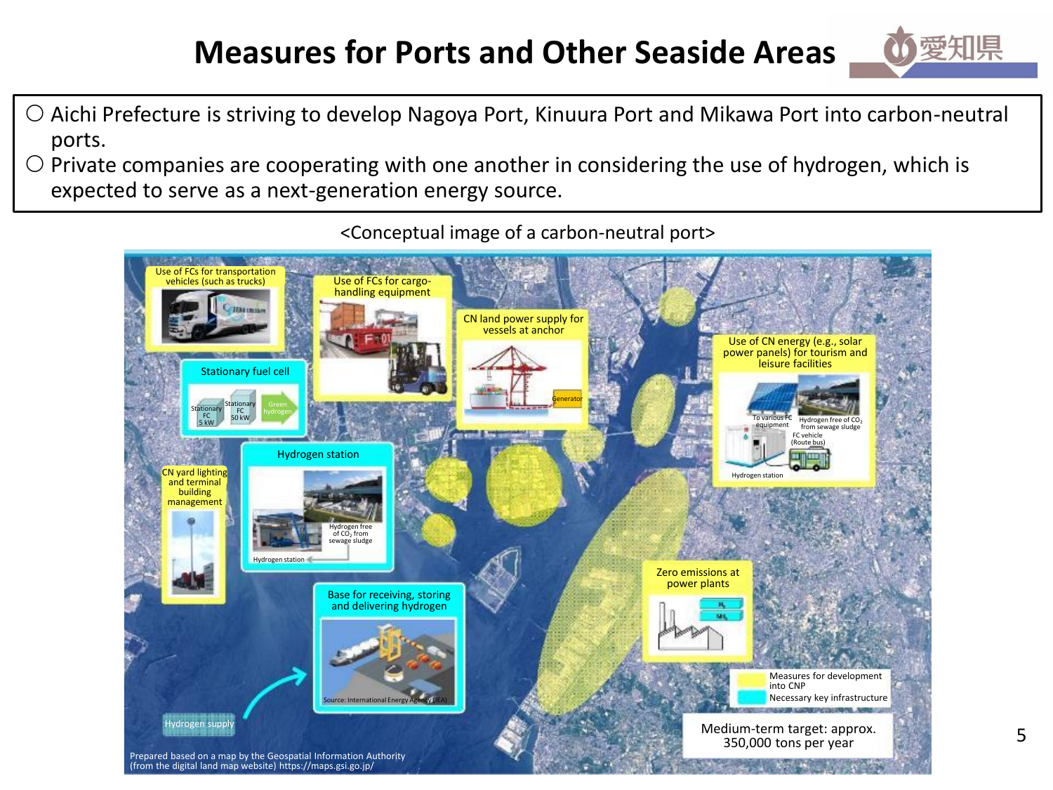# Measures for Ports and Other Seaside Areas

- ○ Aichi Prefecture is striving to develop Nagoya Port, Kinuura Port and Mikawa Port into carbon-neutral ports.
- ○ Private companies are cooperating with one another in considering the use of hydrogen, which is expected to serve as a next-generation energy source.

<Conceptual image of a carbon-neutral port>

- Use of FCs for transportation vehicles (such as trucks)
- Use of FCs for cargo-handling equipment
- CN land power supply for vessels at anchor
- Generator
- Use of CN energy (e.g., solar power panels) for tourism and leisure facilities
- To various FC equipment
- Hydrogen free of $CO_2$ from sewage sludge
- FC vehicle (Route bus)
- Hydrogen station
- Stationary fuel cell
- Stationary FC 5 kW
- Stationary FC 50 kW
- Green hydrogen
- Hydrogen station
- Hydrogen free of $CO_2$ from sewage sludge
- Hydrogen station
- CN yard lighting and terminal building management
- Base for receiving, storing and delivering hydrogen
- Source: International Energy Agency (IEA)
- Zero emissions at power plants
- $H_2$
- $NH_3$
- Hydrogen supply

Legend:
- Measures for development into CNP
- Necessary key infrastructure

Medium-term target: approx. 350,000 tons per year

Prepared based on a map by the Geospatial Information Authority (from the digital land map website) https://maps.gsi.go.jp/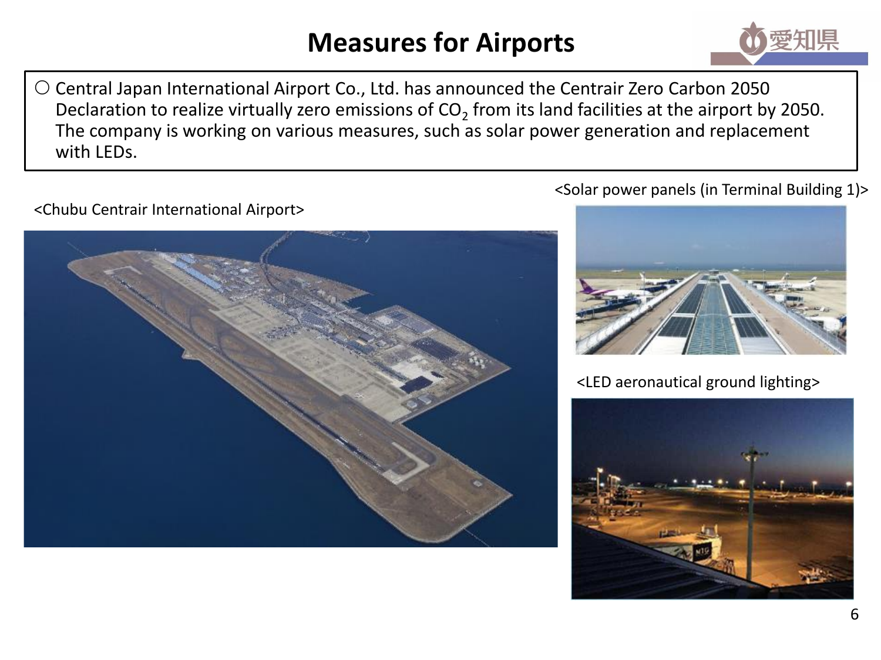# Measures for Airports

○ Central Japan International Airport Co., Ltd. has announced the Centrair Zero Carbon 2050 Declaration to realize virtually zero emissions of $CO_2$ from its land facilities at the airport by 2050. The company is working on various measures, such as solar power generation and replacement with LEDs.

<Chubu Centrair International Airport>

<Solar power panels (in Terminal Building 1)>

<LED aeronautical ground lighting>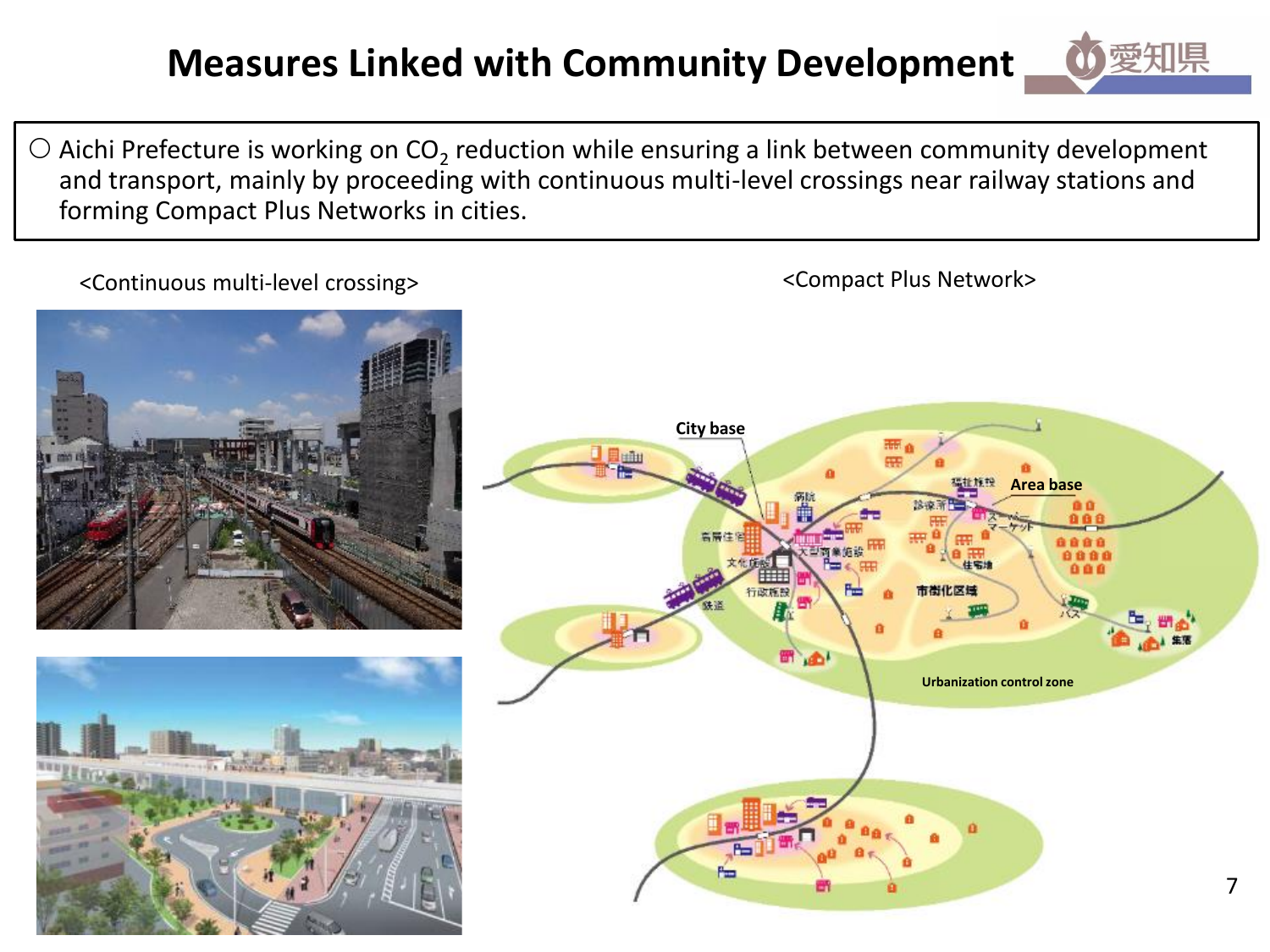# Measures Linked with Community Development

○ Aichi Prefecture is working on $CO_2$ reduction while ensuring a link between community development and transport, mainly by proceeding with continuous multi-level crossings near railway stations and forming Compact Plus Networks in cities.

<Continuous multi-level crossing>

<Compact Plus Network>

City base

Area base

Urbanization control zone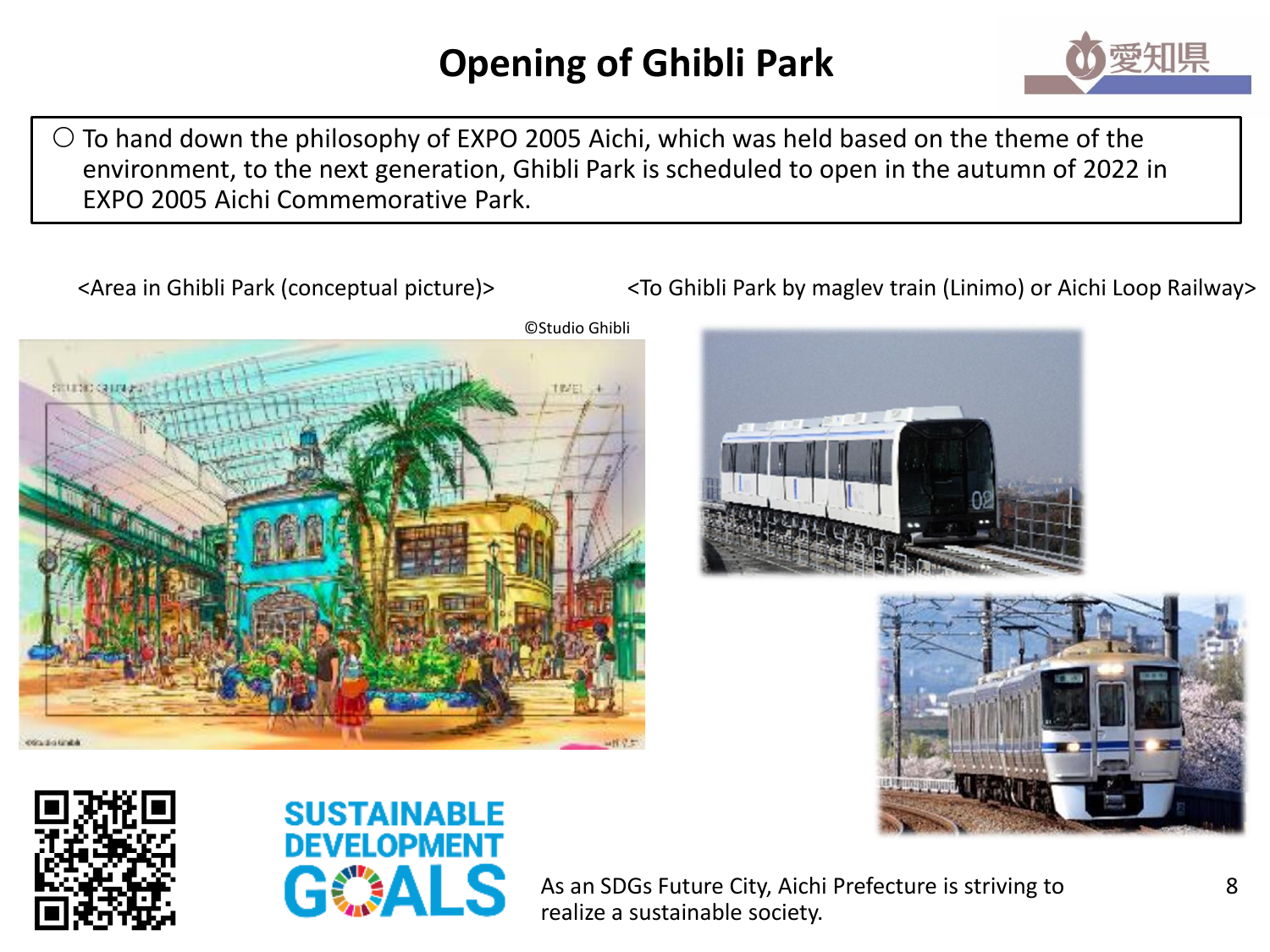# Opening of Ghibli Park

愛知県

○ To hand down the philosophy of EXPO 2005 Aichi, which was held based on the theme of the environment, to the next generation, Ghibli Park is scheduled to open in the autumn of 2022 in EXPO 2005 Aichi Commemorative Park.

<Area in Ghibli Park (conceptual picture)>

©Studio Ghibli

<To Ghibli Park by maglev train (Linimo) or Aichi Loop Railway>

SUSTAINABLE DEVELOPMENT GOALS

As an SDGs Future City, Aichi Prefecture is striving to realize a sustainable society.